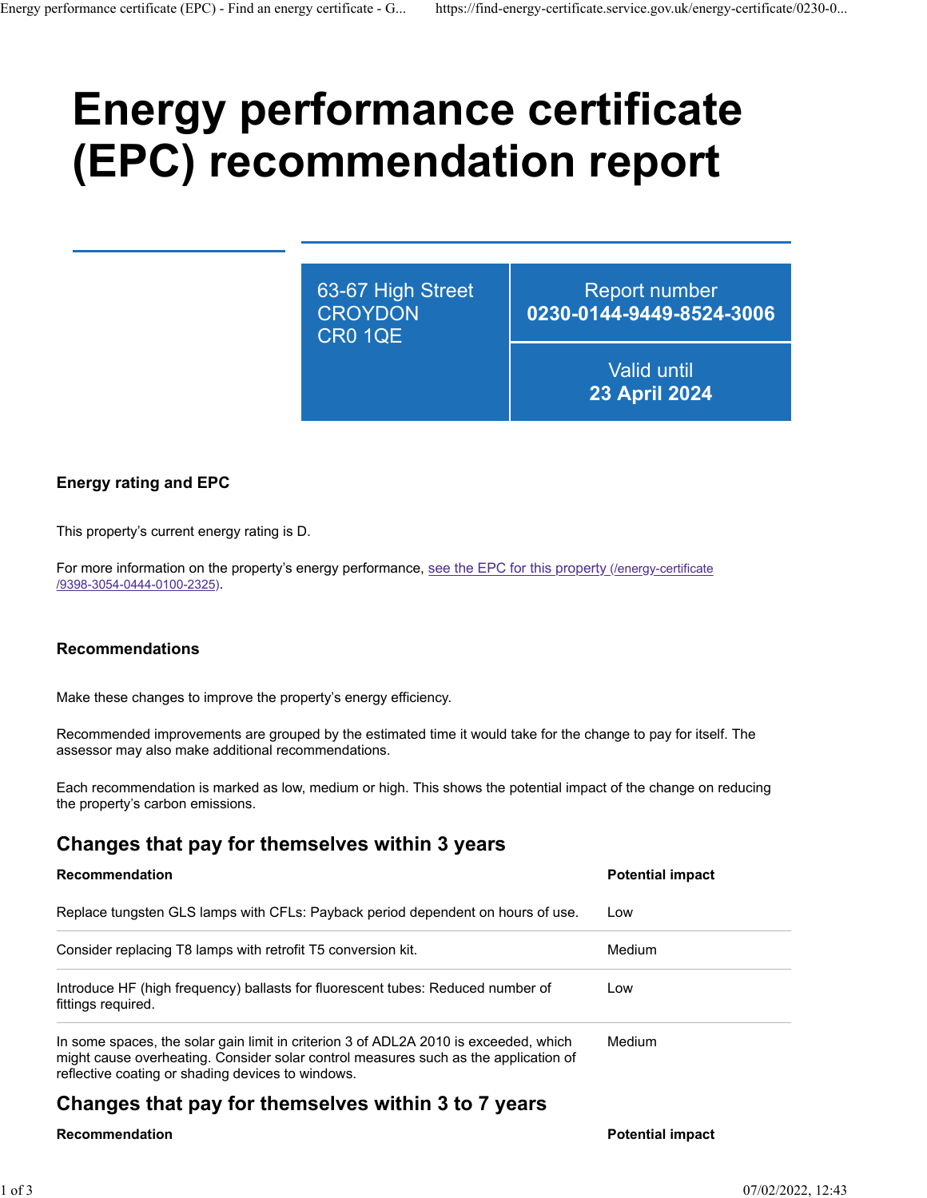# Energy performance certificate (EPC) recommendation report

63-67 High Street
CROYDON
CR0 1QE

Report number
**0230-0144-9449-8524-3006**

Valid until
**23 April 2024**

### Energy rating and EPC

This property's current energy rating is D.

For more information on the property's energy performance, see the EPC for this property (/energy-certificate/9398-3054-0444-0100-2325).

### Recommendations

Make these changes to improve the property's energy efficiency.

Recommended improvements are grouped by the estimated time it would take for the change to pay for itself. The assessor may also make additional recommendations.

Each recommendation is marked as low, medium or high. This shows the potential impact of the change on reducing the property's carbon emissions.

## Changes that pay for themselves within 3 years

| Recommendation | Potential impact |
| --- | --- |
| Replace tungsten GLS lamps with CFLs: Payback period dependent on hours of use. | Low |
| Consider replacing T8 lamps with retrofit T5 conversion kit. | Medium |
| Introduce HF (high frequency) ballasts for fluorescent tubes: Reduced number of fittings required. | Low |
| In some spaces, the solar gain limit in criterion 3 of ADL2A 2010 is exceeded, which might cause overheating. Consider solar control measures such as the application of reflective coating or shading devices to windows. | Medium |

## Changes that pay for themselves within 3 to 7 years

| Recommendation | Potential impact |
| --- | --- |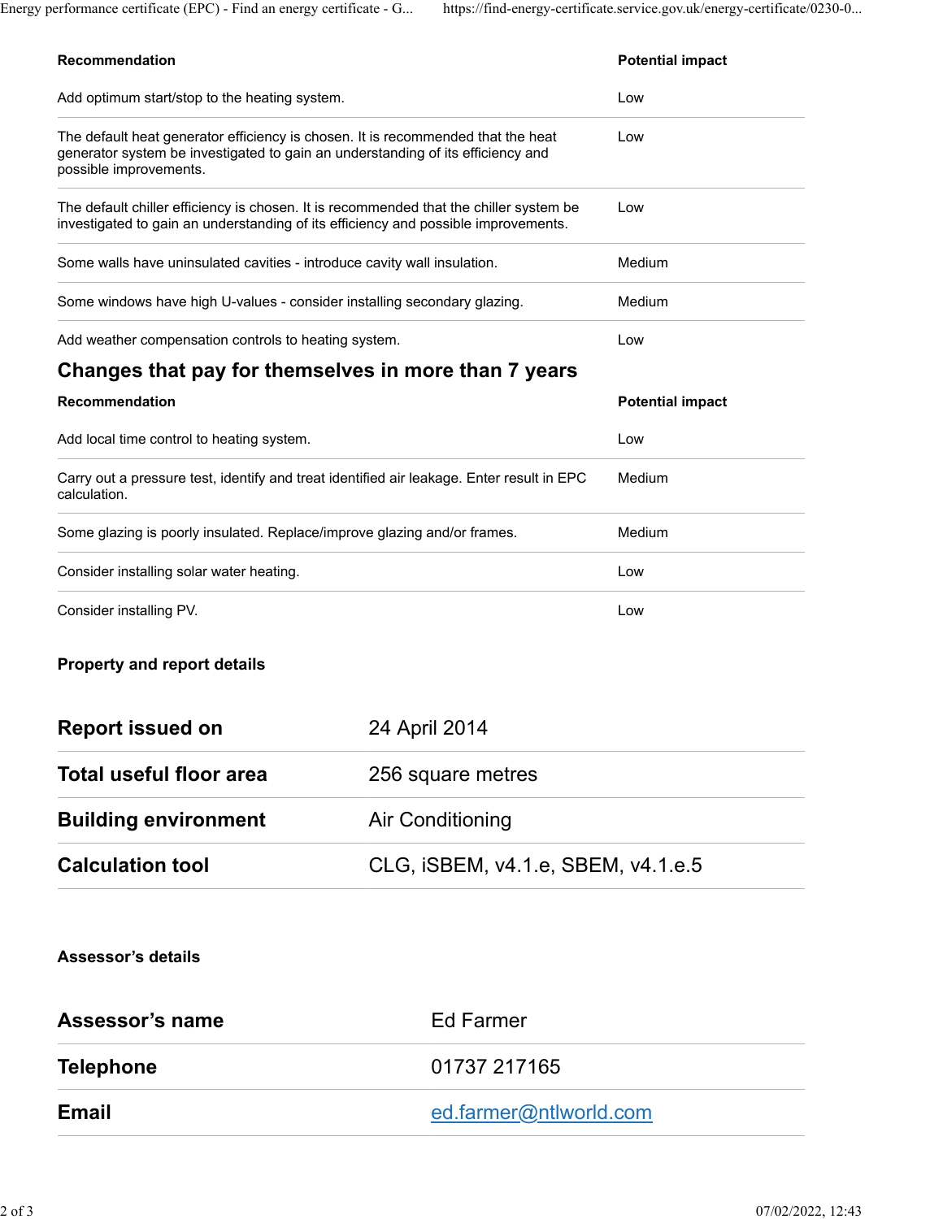| Recommendation | Potential impact |
|---|---|
| Add optimum start/stop to the heating system. | Low |
| The default heat generator efficiency is chosen. It is recommended that the heat generator system be investigated to gain an understanding of its efficiency and possible improvements. | Low |
| The default chiller efficiency is chosen. It is recommended that the chiller system be investigated to gain an understanding of its efficiency and possible improvements. | Low |
| Some walls have uninsulated cavities - introduce cavity wall insulation. | Medium |
| Some windows have high U-values - consider installing secondary glazing. | Medium |
| Add weather compensation controls to heating system. | Low |

## Changes that pay for themselves in more than 7 years

| Recommendation | Potential impact |
|---|---|
| Add local time control to heating system. | Low |
| Carry out a pressure test, identify and treat identified air leakage. Enter result in EPC calculation. | Medium |
| Some glazing is poorly insulated. Replace/improve glazing and/or frames. | Medium |
| Consider installing solar water heating. | Low |
| Consider installing PV. | Low |

### Property and report details

| | |
|---|---|
| **Report issued on** | 24 April 2014 |
| **Total useful floor area** | 256 square metres |
| **Building environment** | Air Conditioning |
| **Calculation tool** | CLG, iSBEM, v4.1.e, SBEM, v4.1.e.5 |

### Assessor's details

| | |
|---|---|
| **Assessor's name** | Ed Farmer |
| **Telephone** | 01737 217165 |
| **Email** | ed.farmer@ntlworld.com |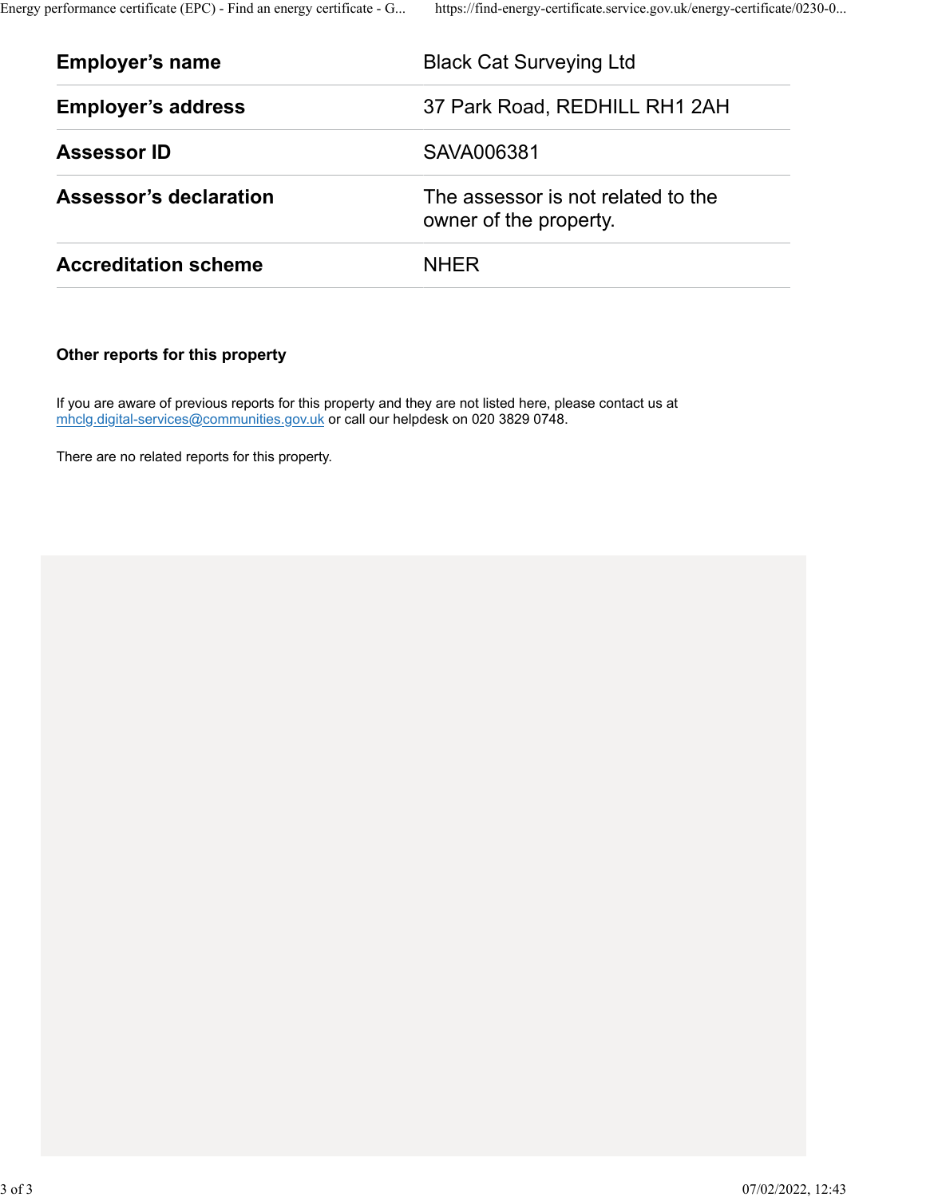| | |
|---|---|
| **Employer's name** | Black Cat Surveying Ltd |
| **Employer's address** | 37 Park Road, REDHILL RH1 2AH |
| **Assessor ID** | SAVA006381 |
| **Assessor's declaration** | The assessor is not related to the owner of the property. |
| **Accreditation scheme** | NHER |

### Other reports for this property

If you are aware of previous reports for this property and they are not listed here, please contact us at mhclg.digital-services@communities.gov.uk or call our helpdesk on 020 3829 0748.

There are no related reports for this property.